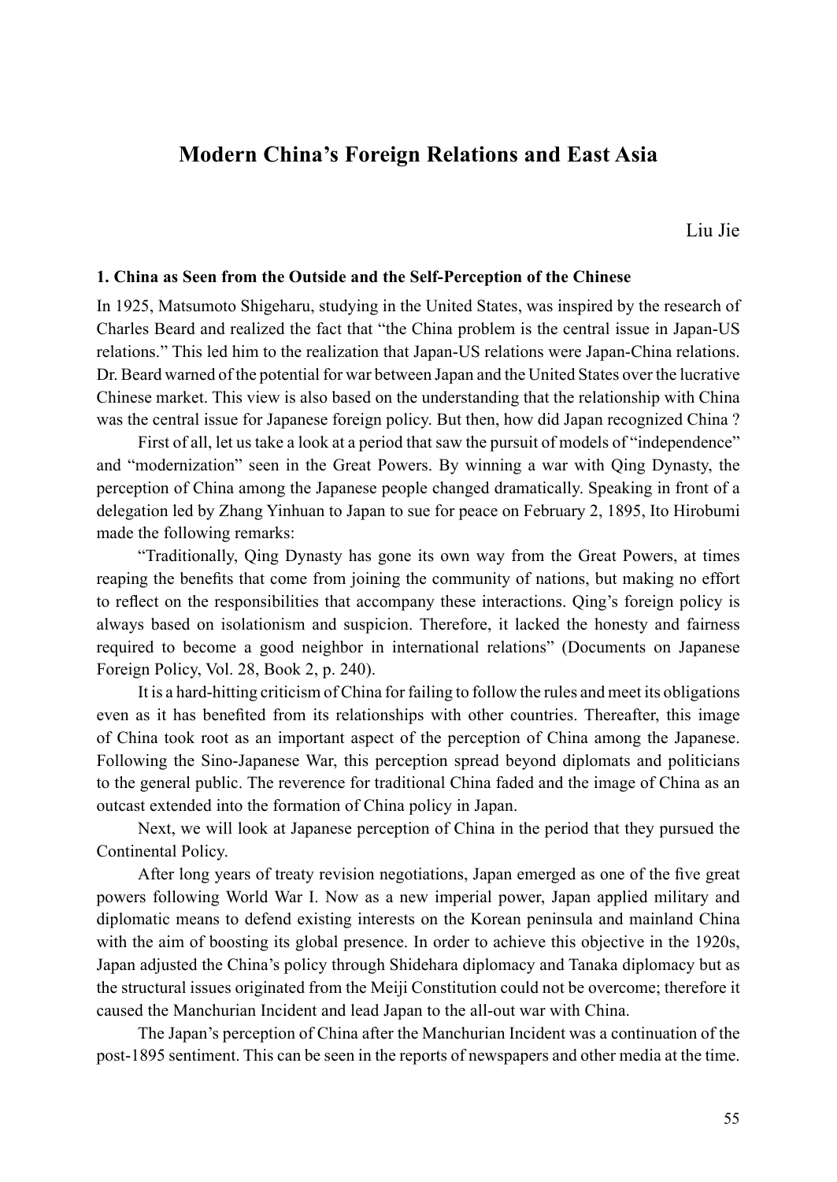# Modern China's Foreign Relations and East Asia

Liu Jie

### 1. China as Seen from the Outside and the Self-Perception of the Chinese

In 1925, Matsumoto Shigeharu, studying in the United States, was inspired by the research of Charles Beard and realized the fact that "the China problem is the central issue in Japan-US relations." This led him to the realization that Japan-US relations were Japan-China relations. Dr. Beard warned of the potential for war between Japan and the United States over the lucrative Chinese market. This view is also based on the understanding that the relationship with China was the central issue for Japanese foreign policy. But then, how did Japan recognized China ?

First of all, let us take a look at a period that saw the pursuit of models of "independence" and "modernization" seen in the Great Powers. By winning a war with Qing Dynasty, the perception of China among the Japanese people changed dramatically. Speaking in front of a delegation led by Zhang Yinhuan to Japan to sue for peace on February 2, 1895, Ito Hirobumi made the following remarks:

"Traditionally, Qing Dynasty has gone its own way from the Great Powers, at times reaping the benefits that come from joining the community of nations, but making no effort to reflect on the responsibilities that accompany these interactions. Qing's foreign policy is always based on isolationism and suspicion. Therefore, it lacked the honesty and fairness required to become a good neighbor in international relations" (Documents on Japanese Foreign Policy, Vol. 28, Book 2, p. 240).

It is a hard-hitting criticism of China for failing to follow the rules and meet its obligations even as it has benefited from its relationships with other countries. Thereafter, this image of China took root as an important aspect of the perception of China among the Japanese. Following the Sino-Japanese War, this perception spread beyond diplomats and politicians to the general public. The reverence for traditional China faded and the image of China as an outcast extended into the formation of China policy in Japan.

Next, we will look at Japanese perception of China in the period that they pursued the Continental Policy.

After long years of treaty revision negotiations, Japan emerged as one of the five great powers following World War I. Now as a new imperial power, Japan applied military and diplomatic means to defend existing interests on the Korean peninsula and mainland China with the aim of boosting its global presence. In order to achieve this objective in the 1920s, Japan adjusted the China's policy through Shidehara diplomacy and Tanaka diplomacy but as the structural issues originated from the Meiji Constitution could not be overcome; therefore it caused the Manchurian Incident and lead Japan to the all-out war with China.

The Japan's perception of China after the Manchurian Incident was a continuation of the post-1895 sentiment. This can be seen in the reports of newspapers and other media at the time.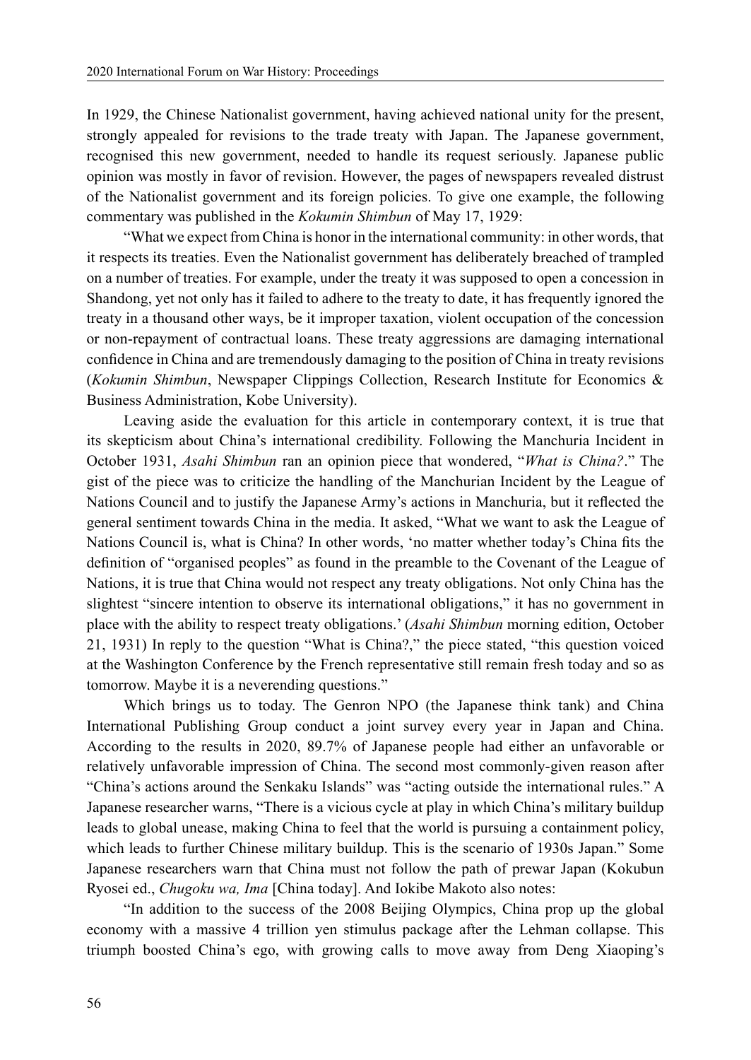In 1929, the Chinese Nationalist government, having achieved national unity for the present, strongly appealed for revisions to the trade treaty with Japan. The Japanese government, recognised this new government, needed to handle its request seriously. Japanese public opinion was mostly in favor of revision. However, the pages of newspapers revealed distrust of the Nationalist government and its foreign policies. To give one example, the following commentary was published in the *Kokumin Shimbun* of May 17, 1929:

"What we expect from China is honor in the international community: in other words, that it respects its treaties. Even the Nationalist government has deliberately breached of trampled on a number of treaties. For example, under the treaty it was supposed to open a concession in Shandong, yet not only has it failed to adhere to the treaty to date, it has frequently ignored the treaty in a thousand other ways, be it improper taxation, violent occupation of the concession or non-repayment of contractual loans. These treaty aggressions are damaging international confidence in China and are tremendously damaging to the position of China in treaty revisions (*Kokumin Shimbun*, Newspaper Clippings Collection, Research Institute for Economics & Business Administration, Kobe University).

Leaving aside the evaluation for this article in contemporary context, it is true that its skepticism about China's international credibility. Following the Manchuria Incident in October 1931, *Asahi Shimbun* ran an opinion piece that wondered, "*What is China?*." The gist of the piece was to criticize the handling of the Manchurian Incident by the League of Nations Council and to justify the Japanese Army's actions in Manchuria, but it reflected the general sentiment towards China in the media. It asked, "What we want to ask the League of Nations Council is, what is China? In other words, 'no matter whether today's China fits the definition of "organised peoples" as found in the preamble to the Covenant of the League of Nations, it is true that China would not respect any treaty obligations. Not only China has the slightest "sincere intention to observe its international obligations," it has no government in place with the ability to respect treaty obligations.' (*Asahi Shimbun* morning edition, October 21, 1931) In reply to the question "What is China?," the piece stated, "this question voiced at the Washington Conference by the French representative still remain fresh today and so as tomorrow. Maybe it is a neverending questions."

Which brings us to today. The Genron NPO (the Japanese think tank) and China International Publishing Group conduct a joint survey every year in Japan and China. According to the results in 2020, 89.7% of Japanese people had either an unfavorable or relatively unfavorable impression of China. The second most commonly-given reason after "China's actions around the Senkaku Islands" was "acting outside the international rules." A Japanese researcher warns, "There is a vicious cycle at play in which China's military buildup leads to global unease, making China to feel that the world is pursuing a containment policy, which leads to further Chinese military buildup. This is the scenario of 1930s Japan." Some Japanese researchers warn that China must not follow the path of prewar Japan (Kokubun Ryosei ed., *Chugoku wa, Ima* [China today]. And Iokibe Makoto also notes:

"In addition to the success of the 2008 Beijing Olympics, China prop up the global economy with a massive 4 trillion yen stimulus package after the Lehman collapse. This triumph boosted China's ego, with growing calls to move away from Deng Xiaoping's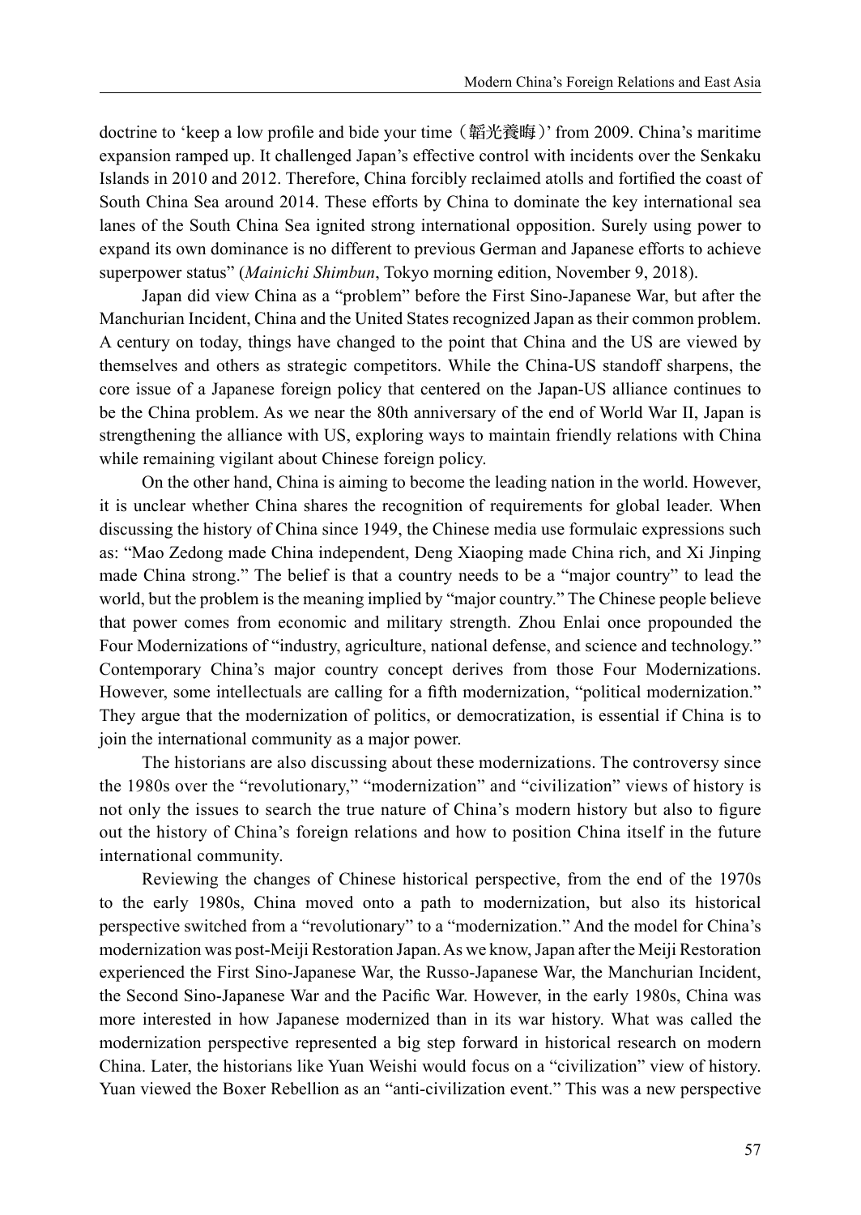doctrine to 'keep a low profile and bide your time（韜光養晦）' from 2009. China's maritime expansion ramped up. It challenged Japan's effective control with incidents over the Senkaku Islands in 2010 and 2012. Therefore, China forcibly reclaimed atolls and fortified the coast of South China Sea around 2014. These efforts by China to dominate the key international sea lanes of the South China Sea ignited strong international opposition. Surely using power to expand its own dominance is no different to previous German and Japanese efforts to achieve superpower status" (*Mainichi Shimbun*, Tokyo morning edition, November 9, 2018).

Japan did view China as a "problem" before the First Sino-Japanese War, but after the Manchurian Incident, China and the United States recognized Japan as their common problem. A century on today, things have changed to the point that China and the US are viewed by themselves and others as strategic competitors. While the China-US standoff sharpens, the core issue of a Japanese foreign policy that centered on the Japan-US alliance continues to be the China problem. As we near the 80th anniversary of the end of World War II, Japan is strengthening the alliance with US, exploring ways to maintain friendly relations with China while remaining vigilant about Chinese foreign policy.

On the other hand, China is aiming to become the leading nation in the world. However, it is unclear whether China shares the recognition of requirements for global leader. When discussing the history of China since 1949, the Chinese media use formulaic expressions such as: "Mao Zedong made China independent, Deng Xiaoping made China rich, and Xi Jinping made China strong." The belief is that a country needs to be a "major country" to lead the world, but the problem is the meaning implied by "major country." The Chinese people believe that power comes from economic and military strength. Zhou Enlai once propounded the Four Modernizations of "industry, agriculture, national defense, and science and technology." Contemporary China's major country concept derives from those Four Modernizations. However, some intellectuals are calling for a fifth modernization, "political modernization." They argue that the modernization of politics, or democratization, is essential if China is to join the international community as a major power.

The historians are also discussing about these modernizations. The controversy since the 1980s over the "revolutionary," "modernization" and "civilization" views of history is not only the issues to search the true nature of China's modern history but also to figure out the history of China's foreign relations and how to position China itself in the future international community.

Reviewing the changes of Chinese historical perspective, from the end of the 1970s to the early 1980s, China moved onto a path to modernization, but also its historical perspective switched from a "revolutionary" to a "modernization." And the model for China's modernization was post-Meiji Restoration Japan. As we know, Japan after the Meiji Restoration experienced the First Sino-Japanese War, the Russo-Japanese War, the Manchurian Incident, the Second Sino-Japanese War and the Pacific War. However, in the early 1980s, China was more interested in how Japanese modernized than in its war history. What was called the modernization perspective represented a big step forward in historical research on modern China. Later, the historians like Yuan Weishi would focus on a "civilization" view of history. Yuan viewed the Boxer Rebellion as an "anti-civilization event." This was a new perspective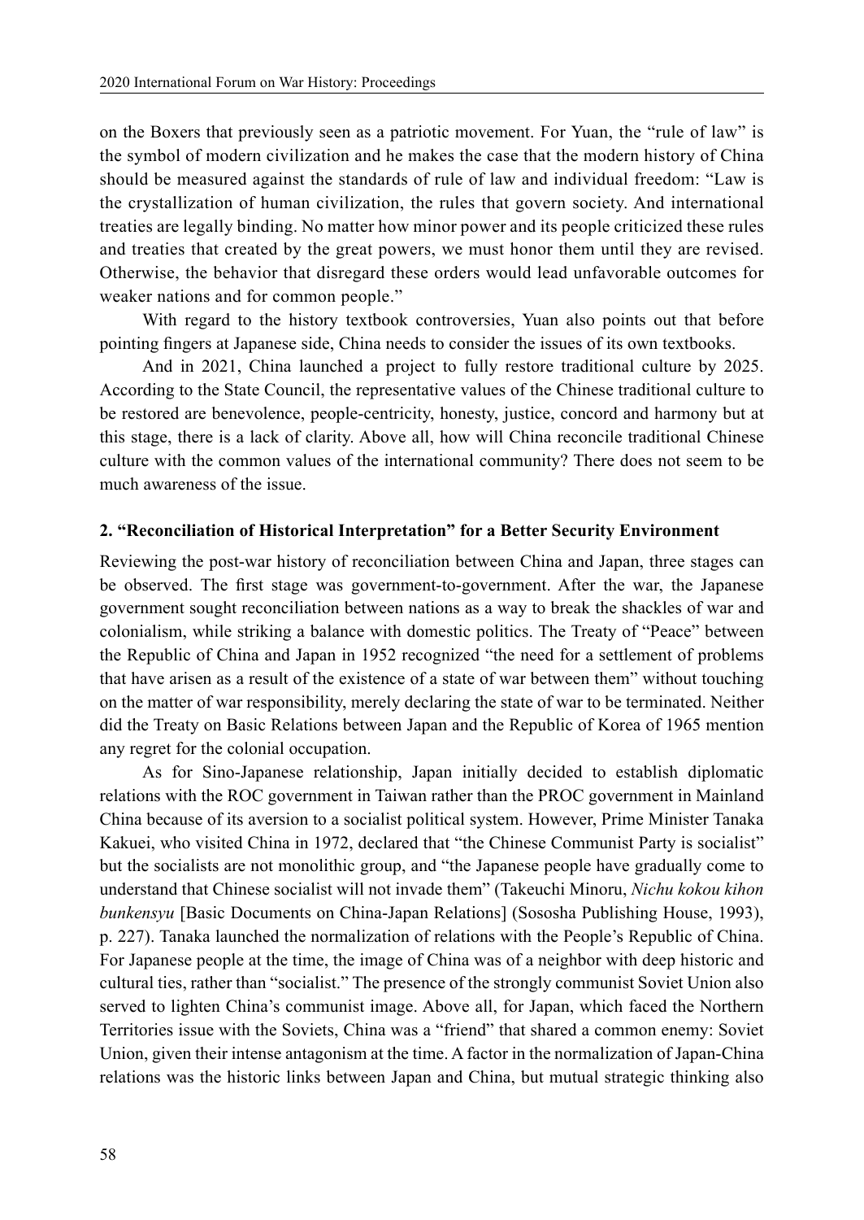on the Boxers that previously seen as a patriotic movement. For Yuan, the "rule of law" is the symbol of modern civilization and he makes the case that the modern history of China should be measured against the standards of rule of law and individual freedom: "Law is the crystallization of human civilization, the rules that govern society. And international treaties are legally binding. No matter how minor power and its people criticized these rules and treaties that created by the great powers, we must honor them until they are revised. Otherwise, the behavior that disregard these orders would lead unfavorable outcomes for weaker nations and for common people."

With regard to the history textbook controversies, Yuan also points out that before pointing fingers at Japanese side, China needs to consider the issues of its own textbooks.

And in 2021, China launched a project to fully restore traditional culture by 2025. According to the State Council, the representative values of the Chinese traditional culture to be restored are benevolence, people-centricity, honesty, justice, concord and harmony but at this stage, there is a lack of clarity. Above all, how will China reconcile traditional Chinese culture with the common values of the international community? There does not seem to be much awareness of the issue.

### 2. "Reconciliation of Historical Interpretation" for a Better Security Environment

Reviewing the post-war history of reconciliation between China and Japan, three stages can be observed. The first stage was government-to-government. After the war, the Japanese government sought reconciliation between nations as a way to break the shackles of war and colonialism, while striking a balance with domestic politics. The Treaty of "Peace" between the Republic of China and Japan in 1952 recognized "the need for a settlement of problems that have arisen as a result of the existence of a state of war between them" without touching on the matter of war responsibility, merely declaring the state of war to be terminated. Neither did the Treaty on Basic Relations between Japan and the Republic of Korea of 1965 mention any regret for the colonial occupation.

As for Sino-Japanese relationship, Japan initially decided to establish diplomatic relations with the ROC government in Taiwan rather than the PROC government in Mainland China because of its aversion to a socialist political system. However, Prime Minister Tanaka Kakuei, who visited China in 1972, declared that "the Chinese Communist Party is socialist" but the socialists are not monolithic group, and "the Japanese people have gradually come to understand that Chinese socialist will not invade them" (Takeuchi Minoru, *Nichu kokou kihon bunkensyu* [Basic Documents on China-Japan Relations] (Sososha Publishing House, 1993), p. 227). Tanaka launched the normalization of relations with the People's Republic of China. For Japanese people at the time, the image of China was of a neighbor with deep historic and cultural ties, rather than "socialist." The presence of the strongly communist Soviet Union also served to lighten China's communist image. Above all, for Japan, which faced the Northern Territories issue with the Soviets, China was a "friend" that shared a common enemy: Soviet Union, given their intense antagonism at the time. A factor in the normalization of Japan-China relations was the historic links between Japan and China, but mutual strategic thinking also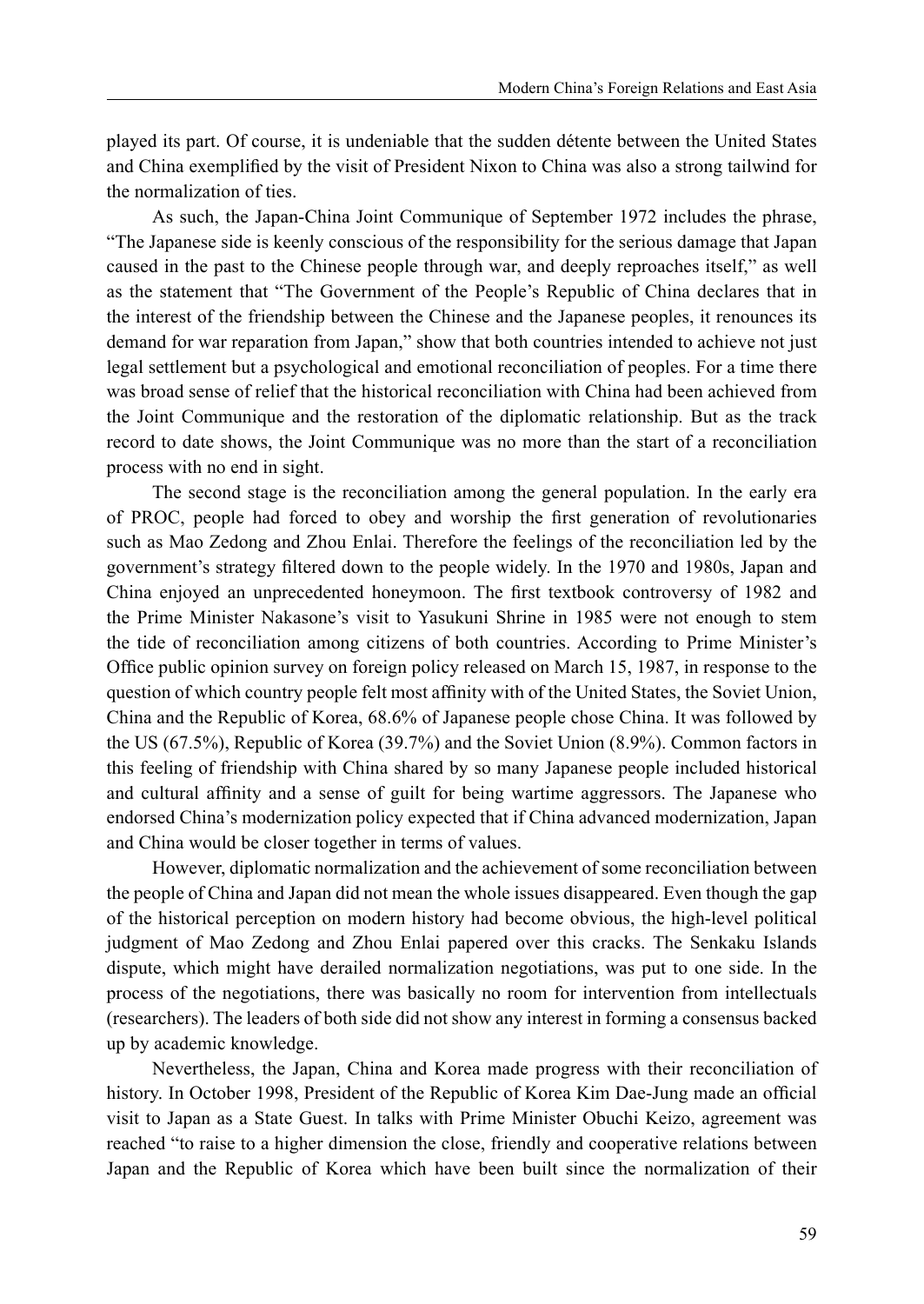played its part. Of course, it is undeniable that the sudden détente between the United States and China exemplified by the visit of President Nixon to China was also a strong tailwind for the normalization of ties.

As such, the Japan-China Joint Communique of September 1972 includes the phrase, "The Japanese side is keenly conscious of the responsibility for the serious damage that Japan caused in the past to the Chinese people through war, and deeply reproaches itself," as well as the statement that "The Government of the People's Republic of China declares that in the interest of the friendship between the Chinese and the Japanese peoples, it renounces its demand for war reparation from Japan," show that both countries intended to achieve not just legal settlement but a psychological and emotional reconciliation of peoples. For a time there was broad sense of relief that the historical reconciliation with China had been achieved from the Joint Communique and the restoration of the diplomatic relationship. But as the track record to date shows, the Joint Communique was no more than the start of a reconciliation process with no end in sight.

The second stage is the reconciliation among the general population. In the early era of PROC, people had forced to obey and worship the first generation of revolutionaries such as Mao Zedong and Zhou Enlai. Therefore the feelings of the reconciliation led by the government's strategy filtered down to the people widely. In the 1970 and 1980s, Japan and China enjoyed an unprecedented honeymoon. The first textbook controversy of 1982 and the Prime Minister Nakasone's visit to Yasukuni Shrine in 1985 were not enough to stem the tide of reconciliation among citizens of both countries. According to Prime Minister's Office public opinion survey on foreign policy released on March 15, 1987, in response to the question of which country people felt most affinity with of the United States, the Soviet Union, China and the Republic of Korea, 68.6% of Japanese people chose China. It was followed by the US (67.5%), Republic of Korea (39.7%) and the Soviet Union (8.9%). Common factors in this feeling of friendship with China shared by so many Japanese people included historical and cultural affinity and a sense of guilt for being wartime aggressors. The Japanese who endorsed China's modernization policy expected that if China advanced modernization, Japan and China would be closer together in terms of values.

However, diplomatic normalization and the achievement of some reconciliation between the people of China and Japan did not mean the whole issues disappeared. Even though the gap of the historical perception on modern history had become obvious, the high-level political judgment of Mao Zedong and Zhou Enlai papered over this cracks. The Senkaku Islands dispute, which might have derailed normalization negotiations, was put to one side. In the process of the negotiations, there was basically no room for intervention from intellectuals (researchers). The leaders of both side did not show any interest in forming a consensus backed up by academic knowledge.

Nevertheless, the Japan, China and Korea made progress with their reconciliation of history. In October 1998, President of the Republic of Korea Kim Dae-Jung made an official visit to Japan as a State Guest. In talks with Prime Minister Obuchi Keizo, agreement was reached "to raise to a higher dimension the close, friendly and cooperative relations between Japan and the Republic of Korea which have been built since the normalization of their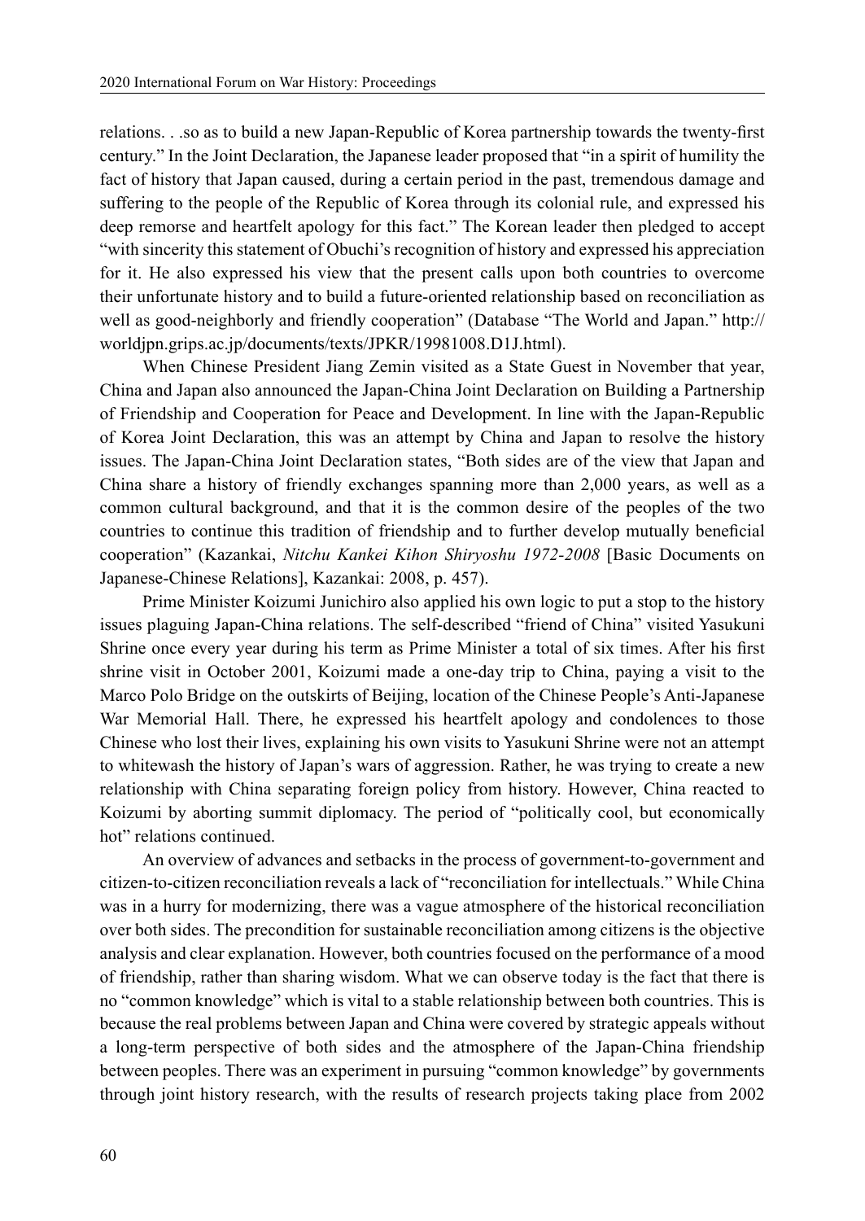relations. . .so as to build a new Japan-Republic of Korea partnership towards the twenty-first century." In the Joint Declaration, the Japanese leader proposed that "in a spirit of humility the fact of history that Japan caused, during a certain period in the past, tremendous damage and suffering to the people of the Republic of Korea through its colonial rule, and expressed his deep remorse and heartfelt apology for this fact." The Korean leader then pledged to accept "with sincerity this statement of Obuchi's recognition of history and expressed his appreciation for it. He also expressed his view that the present calls upon both countries to overcome their unfortunate history and to build a future-oriented relationship based on reconciliation as well as good-neighborly and friendly cooperation" (Database "The World and Japan." http://worldjpn.grips.ac.jp/documents/texts/JPKR/19981008.D1J.html).

When Chinese President Jiang Zemin visited as a State Guest in November that year, China and Japan also announced the Japan-China Joint Declaration on Building a Partnership of Friendship and Cooperation for Peace and Development. In line with the Japan-Republic of Korea Joint Declaration, this was an attempt by China and Japan to resolve the history issues. The Japan-China Joint Declaration states, "Both sides are of the view that Japan and China share a history of friendly exchanges spanning more than 2,000 years, as well as a common cultural background, and that it is the common desire of the peoples of the two countries to continue this tradition of friendship and to further develop mutually beneficial cooperation" (Kazankai, *Nitchu Kankei Kihon Shiryoshu 1972-2008* [Basic Documents on Japanese-Chinese Relations], Kazankai: 2008, p. 457).

Prime Minister Koizumi Junichiro also applied his own logic to put a stop to the history issues plaguing Japan-China relations. The self-described "friend of China" visited Yasukuni Shrine once every year during his term as Prime Minister a total of six times. After his first shrine visit in October 2001, Koizumi made a one-day trip to China, paying a visit to the Marco Polo Bridge on the outskirts of Beijing, location of the Chinese People's Anti-Japanese War Memorial Hall. There, he expressed his heartfelt apology and condolences to those Chinese who lost their lives, explaining his own visits to Yasukuni Shrine were not an attempt to whitewash the history of Japan's wars of aggression. Rather, he was trying to create a new relationship with China separating foreign policy from history. However, China reacted to Koizumi by aborting summit diplomacy. The period of "politically cool, but economically hot" relations continued.

An overview of advances and setbacks in the process of government-to-government and citizen-to-citizen reconciliation reveals a lack of "reconciliation for intellectuals." While China was in a hurry for modernizing, there was a vague atmosphere of the historical reconciliation over both sides. The precondition for sustainable reconciliation among citizens is the objective analysis and clear explanation. However, both countries focused on the performance of a mood of friendship, rather than sharing wisdom. What we can observe today is the fact that there is no "common knowledge" which is vital to a stable relationship between both countries. This is because the real problems between Japan and China were covered by strategic appeals without a long-term perspective of both sides and the atmosphere of the Japan-China friendship between peoples. There was an experiment in pursuing "common knowledge" by governments through joint history research, with the results of research projects taking place from 2002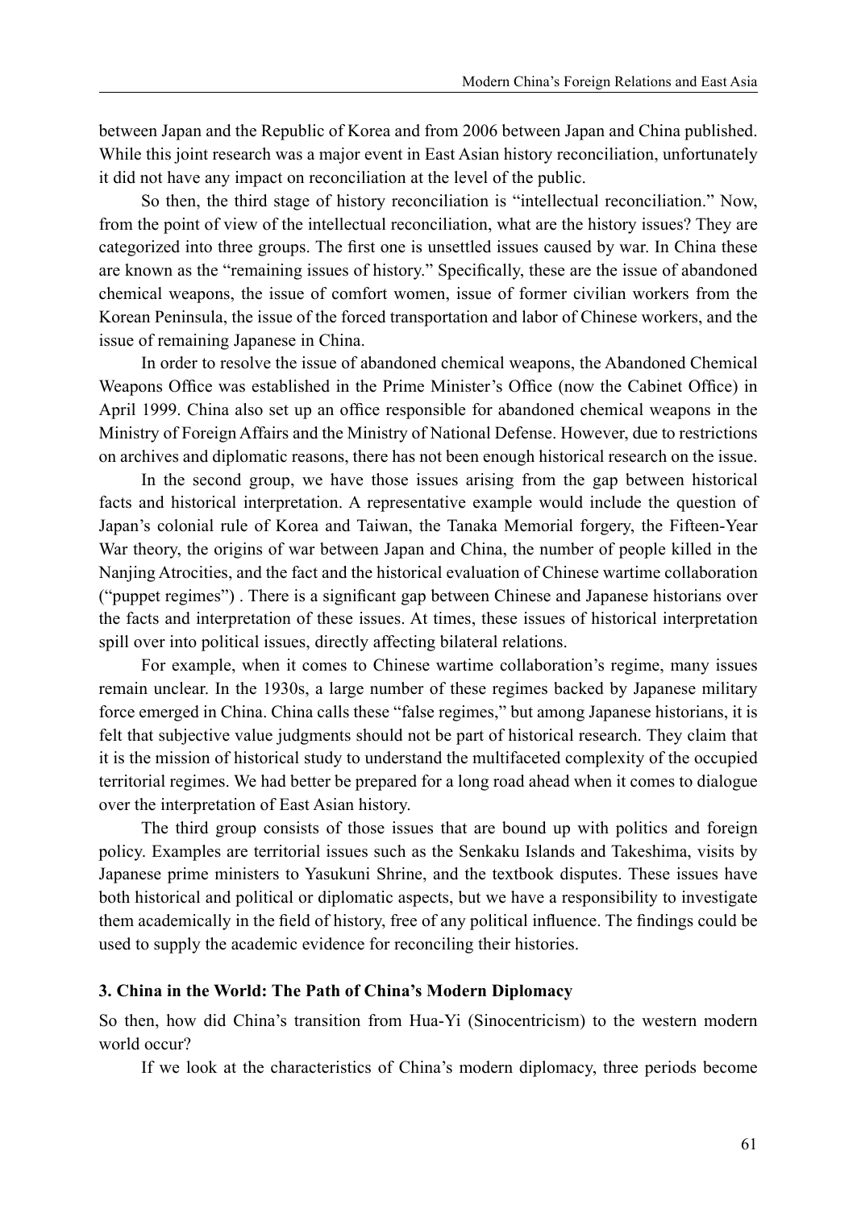between Japan and the Republic of Korea and from 2006 between Japan and China published. While this joint research was a major event in East Asian history reconciliation, unfortunately it did not have any impact on reconciliation at the level of the public.

So then, the third stage of history reconciliation is "intellectual reconciliation." Now, from the point of view of the intellectual reconciliation, what are the history issues? They are categorized into three groups. The first one is unsettled issues caused by war. In China these are known as the "remaining issues of history." Specifically, these are the issue of abandoned chemical weapons, the issue of comfort women, issue of former civilian workers from the Korean Peninsula, the issue of the forced transportation and labor of Chinese workers, and the issue of remaining Japanese in China.

In order to resolve the issue of abandoned chemical weapons, the Abandoned Chemical Weapons Office was established in the Prime Minister's Office (now the Cabinet Office) in April 1999. China also set up an office responsible for abandoned chemical weapons in the Ministry of Foreign Affairs and the Ministry of National Defense. However, due to restrictions on archives and diplomatic reasons, there has not been enough historical research on the issue.

In the second group, we have those issues arising from the gap between historical facts and historical interpretation. A representative example would include the question of Japan's colonial rule of Korea and Taiwan, the Tanaka Memorial forgery, the Fifteen-Year War theory, the origins of war between Japan and China, the number of people killed in the Nanjing Atrocities, and the fact and the historical evaluation of Chinese wartime collaboration ("puppet regimes") . There is a significant gap between Chinese and Japanese historians over the facts and interpretation of these issues. At times, these issues of historical interpretation spill over into political issues, directly affecting bilateral relations.

For example, when it comes to Chinese wartime collaboration's regime, many issues remain unclear. In the 1930s, a large number of these regimes backed by Japanese military force emerged in China. China calls these "false regimes," but among Japanese historians, it is felt that subjective value judgments should not be part of historical research. They claim that it is the mission of historical study to understand the multifaceted complexity of the occupied territorial regimes. We had better be prepared for a long road ahead when it comes to dialogue over the interpretation of East Asian history.

The third group consists of those issues that are bound up with politics and foreign policy. Examples are territorial issues such as the Senkaku Islands and Takeshima, visits by Japanese prime ministers to Yasukuni Shrine, and the textbook disputes. These issues have both historical and political or diplomatic aspects, but we have a responsibility to investigate them academically in the field of history, free of any political influence. The findings could be used to supply the academic evidence for reconciling their histories.

### 3. China in the World: The Path of China's Modern Diplomacy

So then, how did China's transition from Hua-Yi (Sinocentricism) to the western modern world occur?

If we look at the characteristics of China's modern diplomacy, three periods become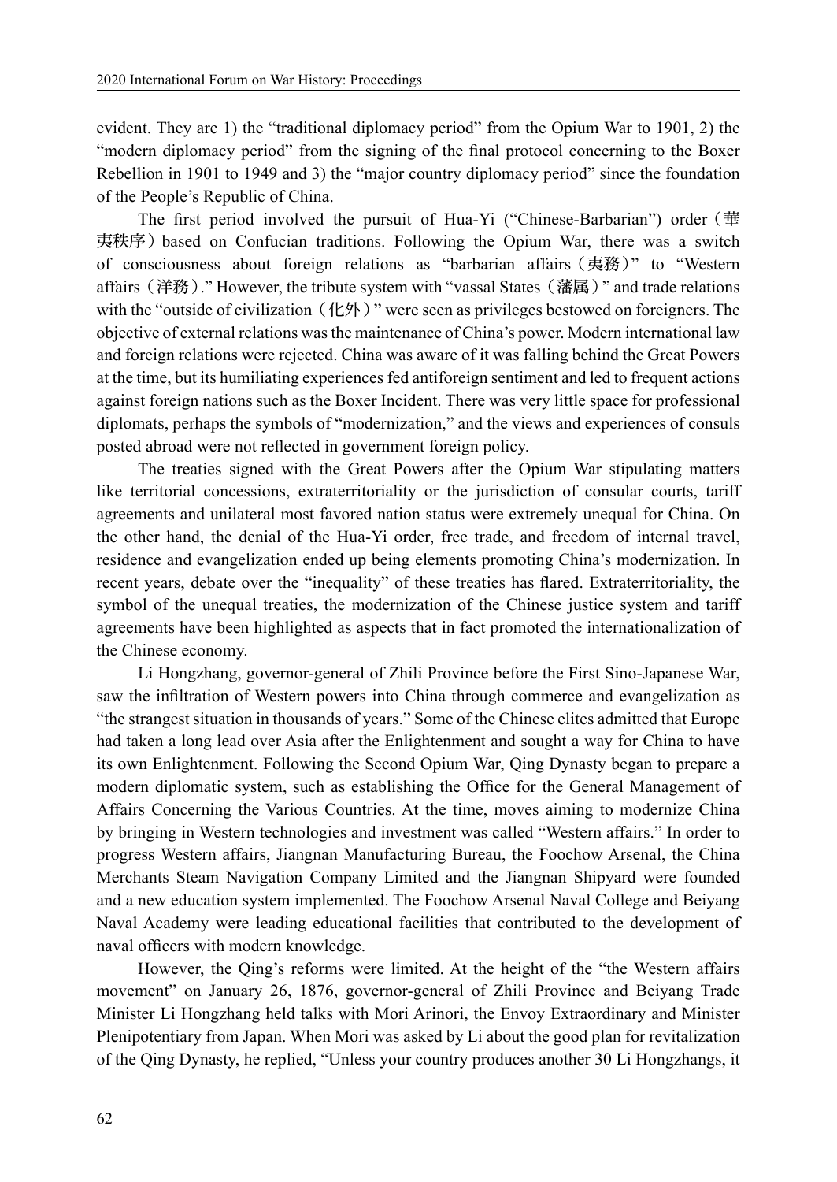evident. They are 1) the "traditional diplomacy period" from the Opium War to 1901, 2) the "modern diplomacy period" from the signing of the final protocol concerning to the Boxer Rebellion in 1901 to 1949 and 3) the "major country diplomacy period" since the foundation of the People's Republic of China.

The first period involved the pursuit of Hua-Yi ("Chinese-Barbarian") order（華夷秩序）based on Confucian traditions. Following the Opium War, there was a switch of consciousness about foreign relations as "barbarian affairs（夷務）" to "Western affairs（洋務）." However, the tribute system with "vassal States（藩属）" and trade relations with the "outside of civilization（化外）" were seen as privileges bestowed on foreigners. The objective of external relations was the maintenance of China's power. Modern international law and foreign relations were rejected. China was aware of it was falling behind the Great Powers at the time, but its humiliating experiences fed antiforeign sentiment and led to frequent actions against foreign nations such as the Boxer Incident. There was very little space for professional diplomats, perhaps the symbols of "modernization," and the views and experiences of consuls posted abroad were not reflected in government foreign policy.

The treaties signed with the Great Powers after the Opium War stipulating matters like territorial concessions, extraterritoriality or the jurisdiction of consular courts, tariff agreements and unilateral most favored nation status were extremely unequal for China. On the other hand, the denial of the Hua-Yi order, free trade, and freedom of internal travel, residence and evangelization ended up being elements promoting China's modernization. In recent years, debate over the "inequality" of these treaties has flared. Extraterritoriality, the symbol of the unequal treaties, the modernization of the Chinese justice system and tariff agreements have been highlighted as aspects that in fact promoted the internationalization of the Chinese economy.

Li Hongzhang, governor-general of Zhili Province before the First Sino-Japanese War, saw the infiltration of Western powers into China through commerce and evangelization as "the strangest situation in thousands of years." Some of the Chinese elites admitted that Europe had taken a long lead over Asia after the Enlightenment and sought a way for China to have its own Enlightenment. Following the Second Opium War, Qing Dynasty began to prepare a modern diplomatic system, such as establishing the Office for the General Management of Affairs Concerning the Various Countries. At the time, moves aiming to modernize China by bringing in Western technologies and investment was called "Western affairs." In order to progress Western affairs, Jiangnan Manufacturing Bureau, the Foochow Arsenal, the China Merchants Steam Navigation Company Limited and the Jiangnan Shipyard were founded and a new education system implemented. The Foochow Arsenal Naval College and Beiyang Naval Academy were leading educational facilities that contributed to the development of naval officers with modern knowledge.

However, the Qing's reforms were limited. At the height of the "the Western affairs movement" on January 26, 1876, governor-general of Zhili Province and Beiyang Trade Minister Li Hongzhang held talks with Mori Arinori, the Envoy Extraordinary and Minister Plenipotentiary from Japan. When Mori was asked by Li about the good plan for revitalization of the Qing Dynasty, he replied, "Unless your country produces another 30 Li Hongzhangs, it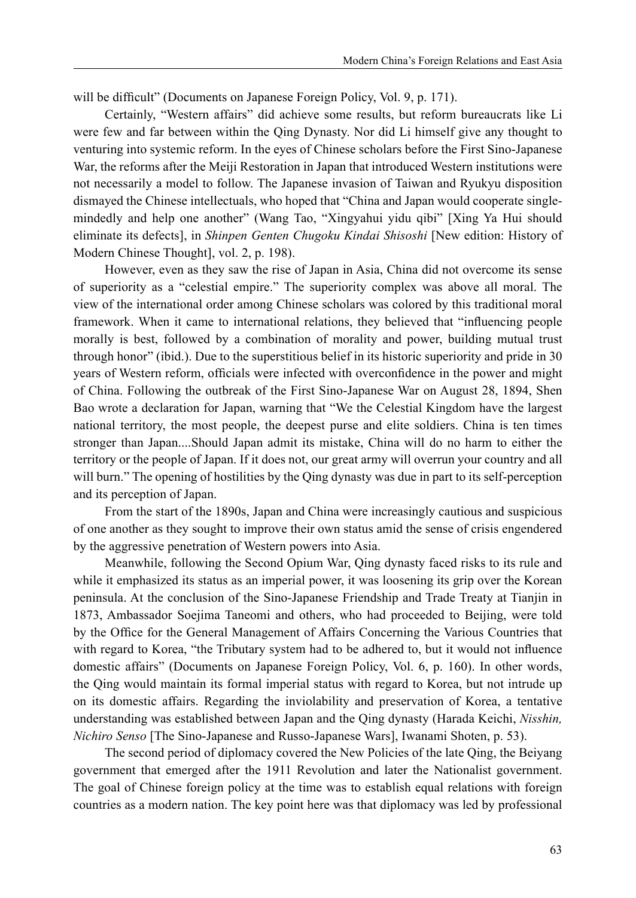will be difficult" (Documents on Japanese Foreign Policy, Vol. 9, p. 171).

Certainly, "Western affairs" did achieve some results, but reform bureaucrats like Li were few and far between within the Qing Dynasty. Nor did Li himself give any thought to venturing into systemic reform. In the eyes of Chinese scholars before the First Sino-Japanese War, the reforms after the Meiji Restoration in Japan that introduced Western institutions were not necessarily a model to follow. The Japanese invasion of Taiwan and Ryukyu disposition dismayed the Chinese intellectuals, who hoped that "China and Japan would cooperate single-mindedly and help one another" (Wang Tao, "Xingyahui yidu qibi" [Xing Ya Hui should eliminate its defects], in *Shinpen Genten Chugoku Kindai Shisoshi* [New edition: History of Modern Chinese Thought], vol. 2, p. 198).

However, even as they saw the rise of Japan in Asia, China did not overcome its sense of superiority as a "celestial empire." The superiority complex was above all moral. The view of the international order among Chinese scholars was colored by this traditional moral framework. When it came to international relations, they believed that "influencing people morally is best, followed by a combination of morality and power, building mutual trust through honor" (ibid.). Due to the superstitious belief in its historic superiority and pride in 30 years of Western reform, officials were infected with overconfidence in the power and might of China. Following the outbreak of the First Sino-Japanese War on August 28, 1894, Shen Bao wrote a declaration for Japan, warning that "We the Celestial Kingdom have the largest national territory, the most people, the deepest purse and elite soldiers. China is ten times stronger than Japan....Should Japan admit its mistake, China will do no harm to either the territory or the people of Japan. If it does not, our great army will overrun your country and all will burn." The opening of hostilities by the Qing dynasty was due in part to its self-perception and its perception of Japan.

From the start of the 1890s, Japan and China were increasingly cautious and suspicious of one another as they sought to improve their own status amid the sense of crisis engendered by the aggressive penetration of Western powers into Asia.

Meanwhile, following the Second Opium War, Qing dynasty faced risks to its rule and while it emphasized its status as an imperial power, it was loosening its grip over the Korean peninsula. At the conclusion of the Sino-Japanese Friendship and Trade Treaty at Tianjin in 1873, Ambassador Soejima Taneomi and others, who had proceeded to Beijing, were told by the Office for the General Management of Affairs Concerning the Various Countries that with regard to Korea, "the Tributary system had to be adhered to, but it would not influence domestic affairs" (Documents on Japanese Foreign Policy, Vol. 6, p. 160). In other words, the Qing would maintain its formal imperial status with regard to Korea, but not intrude up on its domestic affairs. Regarding the inviolability and preservation of Korea, a tentative understanding was established between Japan and the Qing dynasty (Harada Keichi, *Nisshin, Nichiro Senso* [The Sino-Japanese and Russo-Japanese Wars], Iwanami Shoten, p. 53).

The second period of diplomacy covered the New Policies of the late Qing, the Beiyang government that emerged after the 1911 Revolution and later the Nationalist government. The goal of Chinese foreign policy at the time was to establish equal relations with foreign countries as a modern nation. The key point here was that diplomacy was led by professional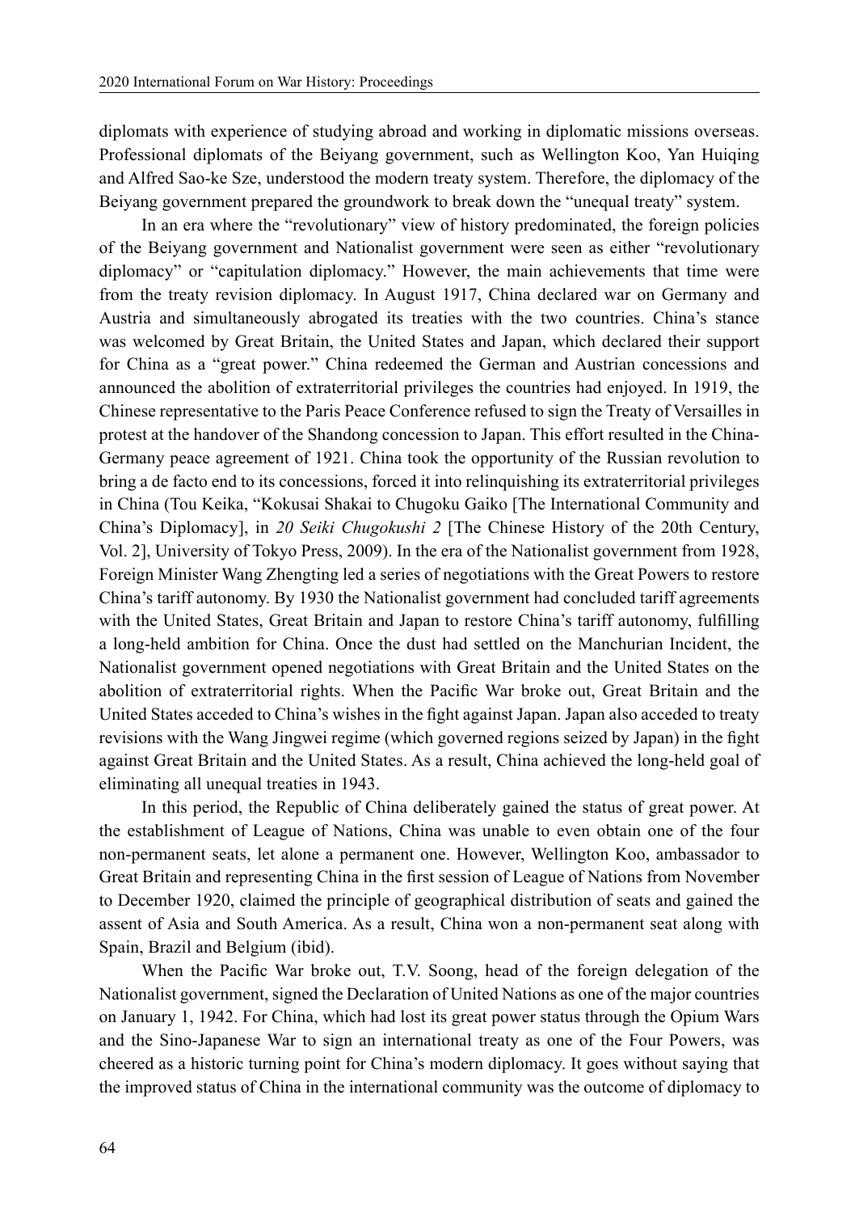diplomats with experience of studying abroad and working in diplomatic missions overseas. Professional diplomats of the Beiyang government, such as Wellington Koo, Yan Huiqing and Alfred Sao-ke Sze, understood the modern treaty system. Therefore, the diplomacy of the Beiyang government prepared the groundwork to break down the "unequal treaty" system.

In an era where the "revolutionary" view of history predominated, the foreign policies of the Beiyang government and Nationalist government were seen as either "revolutionary diplomacy" or "capitulation diplomacy." However, the main achievements that time were from the treaty revision diplomacy. In August 1917, China declared war on Germany and Austria and simultaneously abrogated its treaties with the two countries. China's stance was welcomed by Great Britain, the United States and Japan, which declared their support for China as a "great power." China redeemed the German and Austrian concessions and announced the abolition of extraterritorial privileges the countries had enjoyed. In 1919, the Chinese representative to the Paris Peace Conference refused to sign the Treaty of Versailles in protest at the handover of the Shandong concession to Japan. This effort resulted in the China-Germany peace agreement of 1921. China took the opportunity of the Russian revolution to bring a de facto end to its concessions, forced it into relinquishing its extraterritorial privileges in China (Tou Keika, "Kokusai Shakai to Chugoku Gaiko [The International Community and China's Diplomacy], in *20 Seiki Chugokushi 2* [The Chinese History of the 20th Century, Vol. 2], University of Tokyo Press, 2009). In the era of the Nationalist government from 1928, Foreign Minister Wang Zhengting led a series of negotiations with the Great Powers to restore China's tariff autonomy. By 1930 the Nationalist government had concluded tariff agreements with the United States, Great Britain and Japan to restore China's tariff autonomy, fulfilling a long-held ambition for China. Once the dust had settled on the Manchurian Incident, the Nationalist government opened negotiations with Great Britain and the United States on the abolition of extraterritorial rights. When the Pacific War broke out, Great Britain and the United States acceded to China's wishes in the fight against Japan. Japan also acceded to treaty revisions with the Wang Jingwei regime (which governed regions seized by Japan) in the fight against Great Britain and the United States. As a result, China achieved the long-held goal of eliminating all unequal treaties in 1943.

In this period, the Republic of China deliberately gained the status of great power. At the establishment of League of Nations, China was unable to even obtain one of the four non-permanent seats, let alone a permanent one. However, Wellington Koo, ambassador to Great Britain and representing China in the first session of League of Nations from November to December 1920, claimed the principle of geographical distribution of seats and gained the assent of Asia and South America. As a result, China won a non-permanent seat along with Spain, Brazil and Belgium (ibid).

When the Pacific War broke out, T.V. Soong, head of the foreign delegation of the Nationalist government, signed the Declaration of United Nations as one of the major countries on January 1, 1942. For China, which had lost its great power status through the Opium Wars and the Sino-Japanese War to sign an international treaty as one of the Four Powers, was cheered as a historic turning point for China's modern diplomacy. It goes without saying that the improved status of China in the international community was the outcome of diplomacy to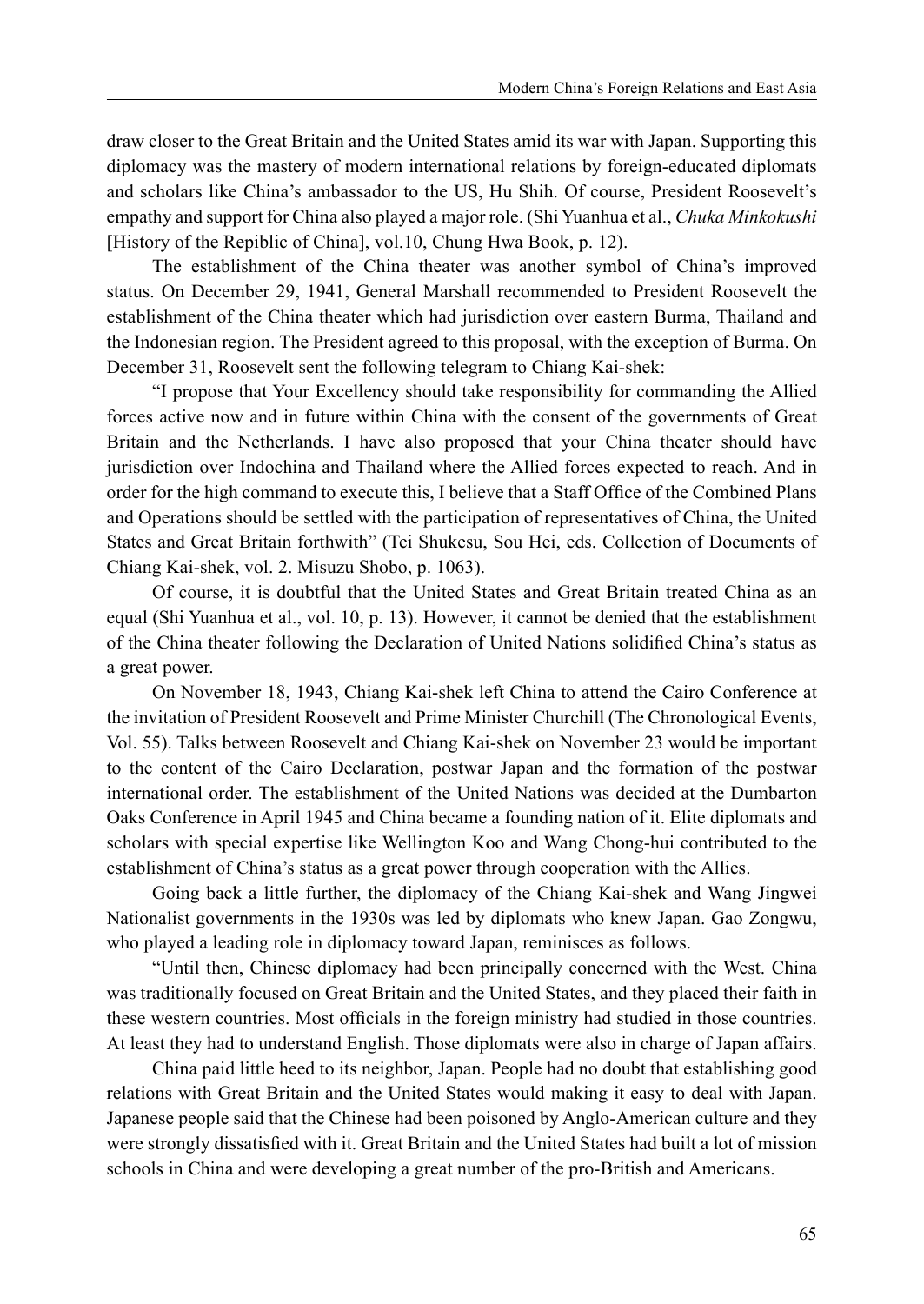draw closer to the Great Britain and the United States amid its war with Japan. Supporting this diplomacy was the mastery of modern international relations by foreign-educated diplomats and scholars like China's ambassador to the US, Hu Shih. Of course, President Roosevelt's empathy and support for China also played a major role. (Shi Yuanhua et al., *Chuka Minkokushi* [History of the Repiblic of China], vol.10, Chung Hwa Book, p. 12).

The establishment of the China theater was another symbol of China's improved status. On December 29, 1941, General Marshall recommended to President Roosevelt the establishment of the China theater which had jurisdiction over eastern Burma, Thailand and the Indonesian region. The President agreed to this proposal, with the exception of Burma. On December 31, Roosevelt sent the following telegram to Chiang Kai-shek:

"I propose that Your Excellency should take responsibility for commanding the Allied forces active now and in future within China with the consent of the governments of Great Britain and the Netherlands. I have also proposed that your China theater should have jurisdiction over Indochina and Thailand where the Allied forces expected to reach. And in order for the high command to execute this, I believe that a Staff Office of the Combined Plans and Operations should be settled with the participation of representatives of China, the United States and Great Britain forthwith" (Tei Shukesu, Sou Hei, eds. Collection of Documents of Chiang Kai-shek, vol. 2. Misuzu Shobo, p. 1063).

Of course, it is doubtful that the United States and Great Britain treated China as an equal (Shi Yuanhua et al., vol. 10, p. 13). However, it cannot be denied that the establishment of the China theater following the Declaration of United Nations solidified China's status as a great power.

On November 18, 1943, Chiang Kai-shek left China to attend the Cairo Conference at the invitation of President Roosevelt and Prime Minister Churchill (The Chronological Events, Vol. 55). Talks between Roosevelt and Chiang Kai-shek on November 23 would be important to the content of the Cairo Declaration, postwar Japan and the formation of the postwar international order. The establishment of the United Nations was decided at the Dumbarton Oaks Conference in April 1945 and China became a founding nation of it. Elite diplomats and scholars with special expertise like Wellington Koo and Wang Chong-hui contributed to the establishment of China's status as a great power through cooperation with the Allies.

Going back a little further, the diplomacy of the Chiang Kai-shek and Wang Jingwei Nationalist governments in the 1930s was led by diplomats who knew Japan. Gao Zongwu, who played a leading role in diplomacy toward Japan, reminisces as follows.

"Until then, Chinese diplomacy had been principally concerned with the West. China was traditionally focused on Great Britain and the United States, and they placed their faith in these western countries. Most officials in the foreign ministry had studied in those countries. At least they had to understand English. Those diplomats were also in charge of Japan affairs.

China paid little heed to its neighbor, Japan. People had no doubt that establishing good relations with Great Britain and the United States would making it easy to deal with Japan. Japanese people said that the Chinese had been poisoned by Anglo-American culture and they were strongly dissatisfied with it. Great Britain and the United States had built a lot of mission schools in China and were developing a great number of the pro-British and Americans.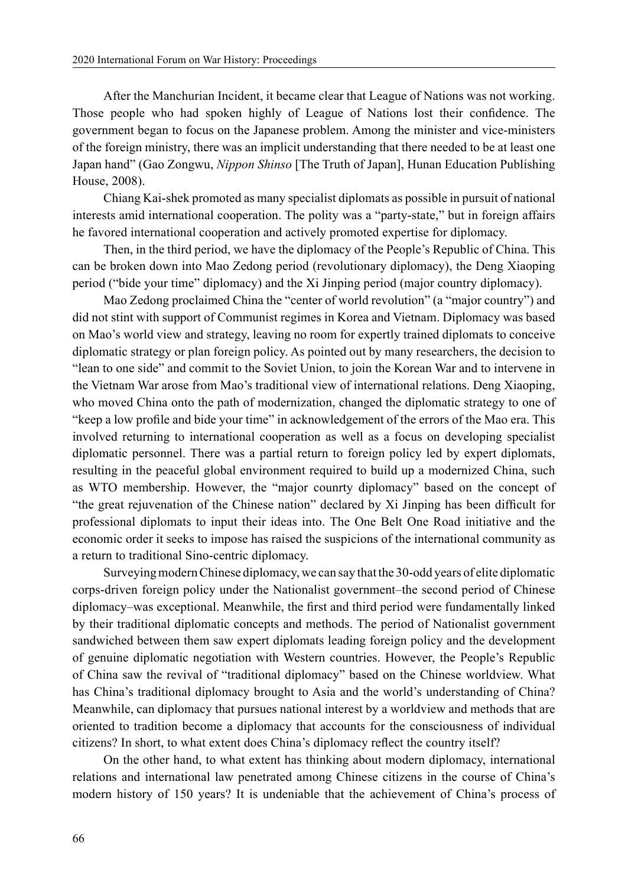After the Manchurian Incident, it became clear that League of Nations was not working. Those people who had spoken highly of League of Nations lost their confidence. The government began to focus on the Japanese problem. Among the minister and vice-ministers of the foreign ministry, there was an implicit understanding that there needed to be at least one Japan hand" (Gao Zongwu, *Nippon Shinso* [The Truth of Japan], Hunan Education Publishing House, 2008).

Chiang Kai-shek promoted as many specialist diplomats as possible in pursuit of national interests amid international cooperation. The polity was a "party-state," but in foreign affairs he favored international cooperation and actively promoted expertise for diplomacy.

Then, in the third period, we have the diplomacy of the People's Republic of China. This can be broken down into Mao Zedong period (revolutionary diplomacy), the Deng Xiaoping period ("bide your time" diplomacy) and the Xi Jinping period (major country diplomacy).

Mao Zedong proclaimed China the "center of world revolution" (a "major country") and did not stint with support of Communist regimes in Korea and Vietnam. Diplomacy was based on Mao's world view and strategy, leaving no room for expertly trained diplomats to conceive diplomatic strategy or plan foreign policy. As pointed out by many researchers, the decision to "lean to one side" and commit to the Soviet Union, to join the Korean War and to intervene in the Vietnam War arose from Mao's traditional view of international relations. Deng Xiaoping, who moved China onto the path of modernization, changed the diplomatic strategy to one of "keep a low profile and bide your time" in acknowledgement of the errors of the Mao era. This involved returning to international cooperation as well as a focus on developing specialist diplomatic personnel. There was a partial return to foreign policy led by expert diplomats, resulting in the peaceful global environment required to build up a modernized China, such as WTO membership. However, the "major counrty diplomacy" based on the concept of "the great rejuvenation of the Chinese nation" declared by Xi Jinping has been difficult for professional diplomats to input their ideas into. The One Belt One Road initiative and the economic order it seeks to impose has raised the suspicions of the international community as a return to traditional Sino-centric diplomacy.

Surveying modern Chinese diplomacy, we can say that the 30-odd years of elite diplomatic corps-driven foreign policy under the Nationalist government–the second period of Chinese diplomacy–was exceptional. Meanwhile, the first and third period were fundamentally linked by their traditional diplomatic concepts and methods. The period of Nationalist government sandwiched between them saw expert diplomats leading foreign policy and the development of genuine diplomatic negotiation with Western countries. However, the People's Republic of China saw the revival of "traditional diplomacy" based on the Chinese worldview. What has China's traditional diplomacy brought to Asia and the world's understanding of China? Meanwhile, can diplomacy that pursues national interest by a worldview and methods that are oriented to tradition become a diplomacy that accounts for the consciousness of individual citizens? In short, to what extent does China's diplomacy reflect the country itself?

On the other hand, to what extent has thinking about modern diplomacy, international relations and international law penetrated among Chinese citizens in the course of China's modern history of 150 years? It is undeniable that the achievement of China's process of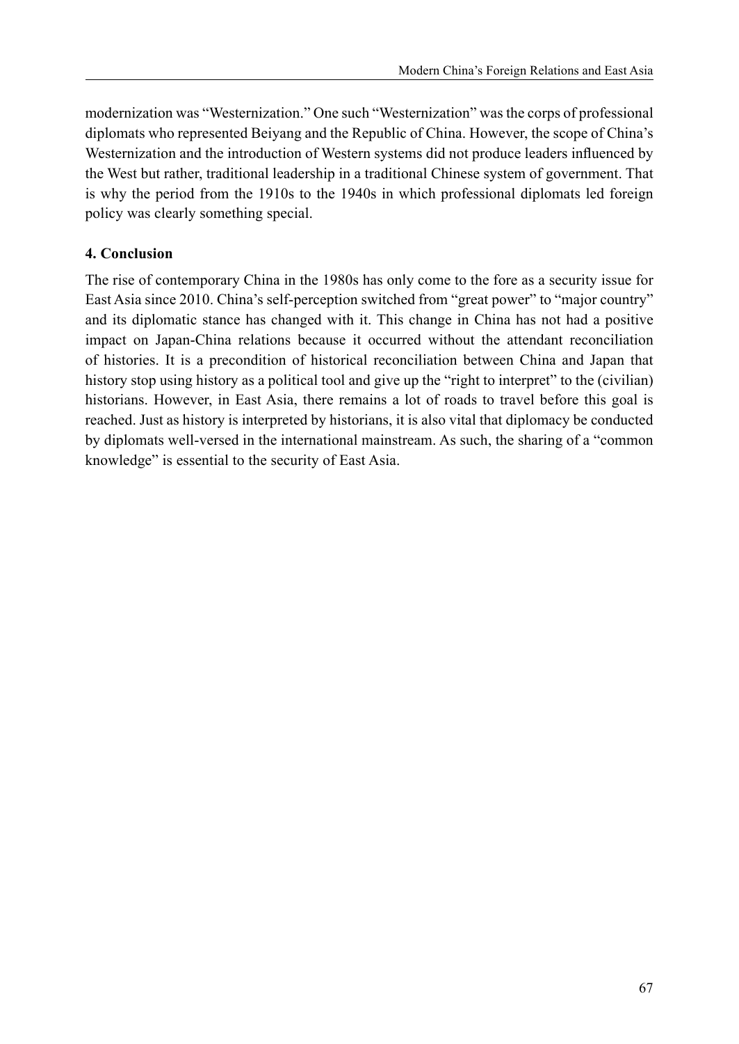modernization was "Westernization." One such "Westernization" was the corps of professional diplomats who represented Beiyang and the Republic of China. However, the scope of China's Westernization and the introduction of Western systems did not produce leaders influenced by the West but rather, traditional leadership in a traditional Chinese system of government. That is why the period from the 1910s to the 1940s in which professional diplomats led foreign policy was clearly something special.

## 4. Conclusion

The rise of contemporary China in the 1980s has only come to the fore as a security issue for East Asia since 2010. China's self-perception switched from "great power" to "major country" and its diplomatic stance has changed with it. This change in China has not had a positive impact on Japan-China relations because it occurred without the attendant reconciliation of histories. It is a precondition of historical reconciliation between China and Japan that history stop using history as a political tool and give up the "right to interpret" to the (civilian) historians. However, in East Asia, there remains a lot of roads to travel before this goal is reached. Just as history is interpreted by historians, it is also vital that diplomacy be conducted by diplomats well-versed in the international mainstream. As such, the sharing of a "common knowledge" is essential to the security of East Asia.